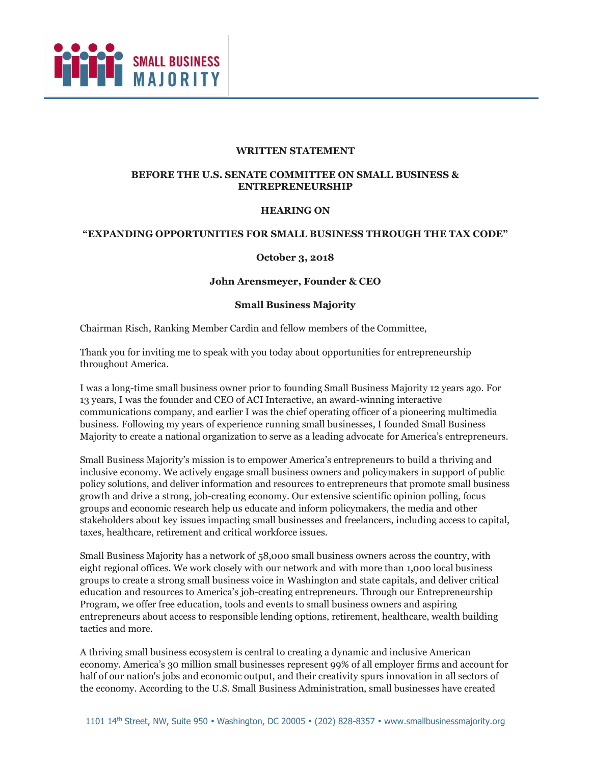**WRITTEN STATEMENT**

**BEFORE THE U.S. SENATE COMMITTEE ON SMALL BUSINESS & ENTREPRENEURSHIP**

**HEARING ON**

**"EXPANDING OPPORTUNITIES FOR SMALL BUSINESS THROUGH THE TAX CODE"**

**October 3, 2018**

**John Arensmeyer, Founder & CEO**

**Small Business Majority**

Chairman Risch, Ranking Member Cardin and fellow members of the Committee,

Thank you for inviting me to speak with you today about opportunities for entrepreneurship throughout America.

I was a long-time small business owner prior to founding Small Business Majority 12 years ago. For 13 years, I was the founder and CEO of ACI Interactive, an award-winning interactive communications company, and earlier I was the chief operating officer of a pioneering multimedia business. Following my years of experience running small businesses, I founded Small Business Majority to create a national organization to serve as a leading advocate for America's entrepreneurs.

Small Business Majority's mission is to empower America's entrepreneurs to build a thriving and inclusive economy. We actively engage small business owners and policymakers in support of public policy solutions, and deliver information and resources to entrepreneurs that promote small business growth and drive a strong, job-creating economy. Our extensive scientific opinion polling, focus groups and economic research help us educate and inform policymakers, the media and other stakeholders about key issues impacting small businesses and freelancers, including access to capital, taxes, healthcare, retirement and critical workforce issues.

Small Business Majority has a network of 58,000 small business owners across the country, with eight regional offices. We work closely with our network and with more than 1,000 local business groups to create a strong small business voice in Washington and state capitals, and deliver critical education and resources to America's job-creating entrepreneurs. Through our Entrepreneurship Program, we offer free education, tools and events to small business owners and aspiring entrepreneurs about access to responsible lending options, retirement, healthcare, wealth building tactics and more.

A thriving small business ecosystem is central to creating a dynamic and inclusive American economy. America's 30 million small businesses represent 99% of all employer firms and account for half of our nation's jobs and economic output, and their creativity spurs innovation in all sectors of the economy. According to the U.S. Small Business Administration, small businesses have created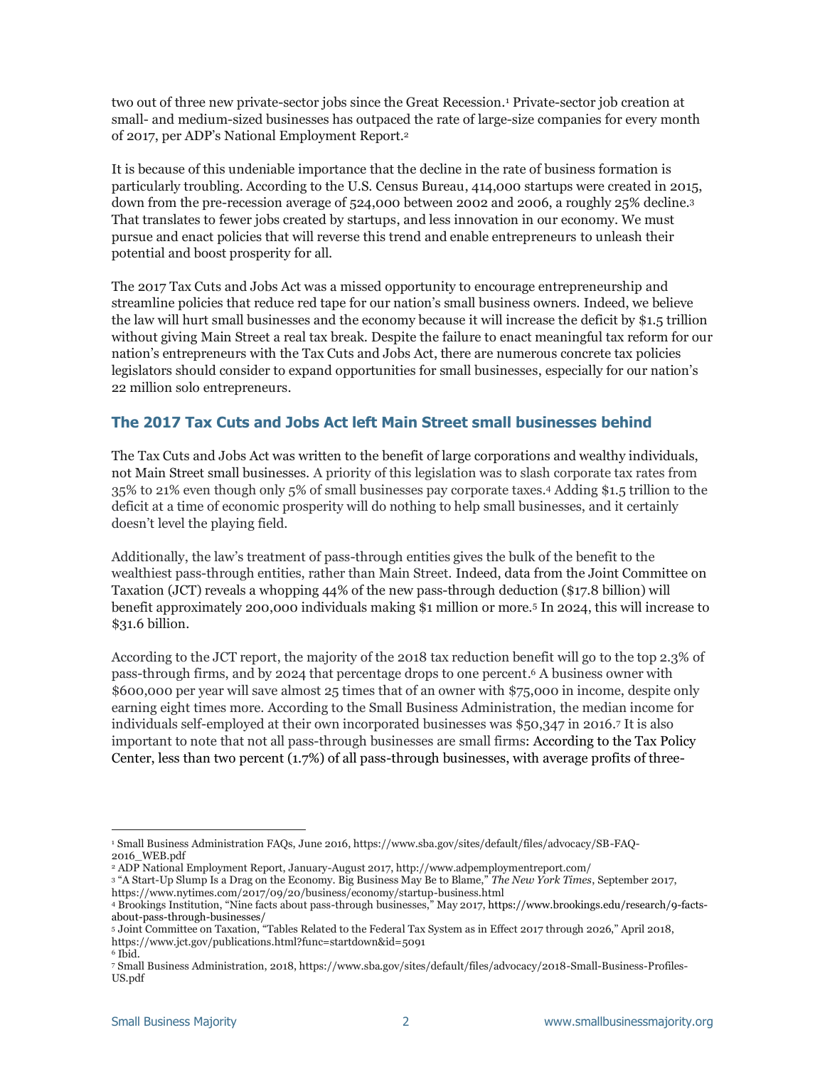two out of three new private-sector jobs since the Great Recession.[1] Private-sector job creation at small- and medium-sized businesses has outpaced the rate of large-size companies for every month of 2017, per ADP's National Employment Report.[2]

It is because of this undeniable importance that the decline in the rate of business formation is particularly troubling. According to the U.S. Census Bureau, 414,000 startups were created in 2015, down from the pre-recession average of 524,000 between 2002 and 2006, a roughly 25% decline.[3] That translates to fewer jobs created by startups, and less innovation in our economy. We must pursue and enact policies that will reverse this trend and enable entrepreneurs to unleash their potential and boost prosperity for all.

The 2017 Tax Cuts and Jobs Act was a missed opportunity to encourage entrepreneurship and streamline policies that reduce red tape for our nation's small business owners. Indeed, we believe the law will hurt small businesses and the economy because it will increase the deficit by $1.5 trillion without giving Main Street a real tax break. Despite the failure to enact meaningful tax reform for our nation's entrepreneurs with the Tax Cuts and Jobs Act, there are numerous concrete tax policies legislators should consider to expand opportunities for small businesses, especially for our nation's 22 million solo entrepreneurs.

## The 2017 Tax Cuts and Jobs Act left Main Street small businesses behind

The Tax Cuts and Jobs Act was written to the benefit of large corporations and wealthy individuals, not Main Street small businesses. A priority of this legislation was to slash corporate tax rates from 35% to 21% even though only 5% of small businesses pay corporate taxes.[4] Adding $1.5 trillion to the deficit at a time of economic prosperity will do nothing to help small businesses, and it certainly doesn't level the playing field.

Additionally, the law's treatment of pass-through entities gives the bulk of the benefit to the wealthiest pass-through entities, rather than Main Street. Indeed, data from the Joint Committee on Taxation (JCT) reveals a whopping 44% of the new pass-through deduction ($17.8 billion) will benefit approximately 200,000 individuals making $1 million or more.[5] In 2024, this will increase to $31.6 billion.

According to the JCT report, the majority of the 2018 tax reduction benefit will go to the top 2.3% of pass-through firms, and by 2024 that percentage drops to one percent.[6] A business owner with $600,000 per year will save almost 25 times that of an owner with $75,000 in income, despite only earning eight times more. According to the Small Business Administration, the median income for individuals self-employed at their own incorporated businesses was $50,347 in 2016.[7] It is also important to note that not all pass-through businesses are small firms: According to the Tax Policy Center, less than two percent (1.7%) of all pass-through businesses, with average profits of three-

---

[1] Small Business Administration FAQs, June 2016, https://www.sba.gov/sites/default/files/advocacy/SB-FAQ-2016_WEB.pdf

[2] ADP National Employment Report, January-August 2017, http://www.adpemploymentreport.com/

[3] "A Start-Up Slump Is a Drag on the Economy. Big Business May Be to Blame," *The New York Times*, September 2017, https://www.nytimes.com/2017/09/20/business/economy/startup-business.html

[4] Brookings Institution, "Nine facts about pass-through businesses," May 2017, https://www.brookings.edu/research/9-facts-about-pass-through-businesses/

[5] Joint Committee on Taxation, "Tables Related to the Federal Tax System as in Effect 2017 through 2026," April 2018, https://www.jct.gov/publications.html?func=startdown&id=5091

[6] Ibid.

[7] Small Business Administration, 2018, https://www.sba.gov/sites/default/files/advocacy/2018-Small-Business-Profiles-US.pdf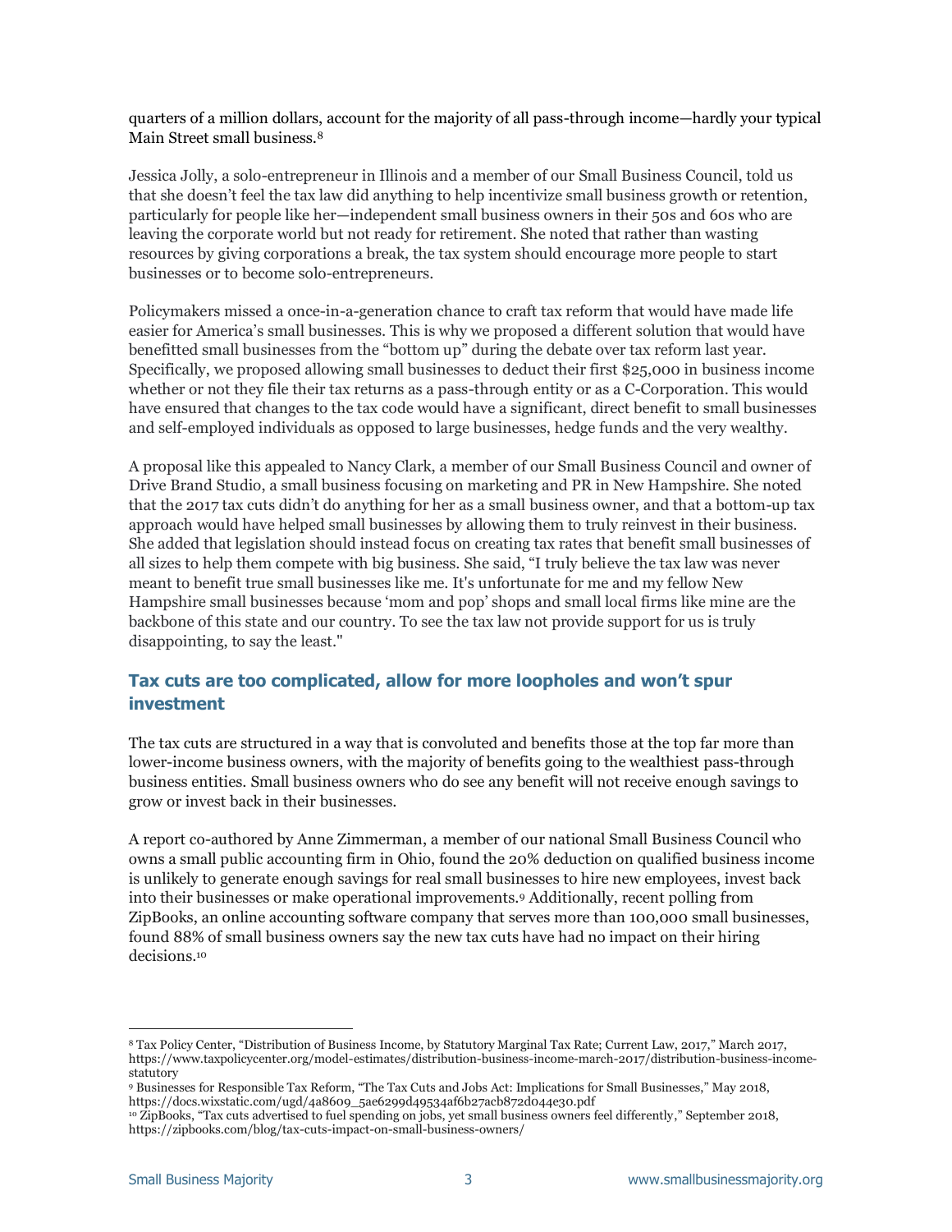quarters of a million dollars, account for the majority of all pass-through income—hardly your typical Main Street small business.[8]

Jessica Jolly, a solo-entrepreneur in Illinois and a member of our Small Business Council, told us that she doesn't feel the tax law did anything to help incentivize small business growth or retention, particularly for people like her—independent small business owners in their 50s and 60s who are leaving the corporate world but not ready for retirement. She noted that rather than wasting resources by giving corporations a break, the tax system should encourage more people to start businesses or to become solo-entrepreneurs.

Policymakers missed a once-in-a-generation chance to craft tax reform that would have made life easier for America's small businesses. This is why we proposed a different solution that would have benefitted small businesses from the "bottom up" during the debate over tax reform last year. Specifically, we proposed allowing small businesses to deduct their first $25,000 in business income whether or not they file their tax returns as a pass-through entity or as a C-Corporation. This would have ensured that changes to the tax code would have a significant, direct benefit to small businesses and self-employed individuals as opposed to large businesses, hedge funds and the very wealthy.

A proposal like this appealed to Nancy Clark, a member of our Small Business Council and owner of Drive Brand Studio, a small business focusing on marketing and PR in New Hampshire. She noted that the 2017 tax cuts didn't do anything for her as a small business owner, and that a bottom-up tax approach would have helped small businesses by allowing them to truly reinvest in their business. She added that legislation should instead focus on creating tax rates that benefit small businesses of all sizes to help them compete with big business. She said, "I truly believe the tax law was never meant to benefit true small businesses like me. It's unfortunate for me and my fellow New Hampshire small businesses because 'mom and pop' shops and small local firms like mine are the backbone of this state and our country. To see the tax law not provide support for us is truly disappointing, to say the least."

## Tax cuts are too complicated, allow for more loopholes and won't spur investment

The tax cuts are structured in a way that is convoluted and benefits those at the top far more than lower-income business owners, with the majority of benefits going to the wealthiest pass-through business entities. Small business owners who do see any benefit will not receive enough savings to grow or invest back in their businesses.

A report co-authored by Anne Zimmerman, a member of our national Small Business Council who owns a small public accounting firm in Ohio, found the 20% deduction on qualified business income is unlikely to generate enough savings for real small businesses to hire new employees, invest back into their businesses or make operational improvements.[9] Additionally, recent polling from ZipBooks, an online accounting software company that serves more than 100,000 small businesses, found 88% of small business owners say the new tax cuts have had no impact on their hiring decisions.[10]

---

[8] Tax Policy Center, "Distribution of Business Income, by Statutory Marginal Tax Rate; Current Law, 2017," March 2017, https://www.taxpolicycenter.org/model-estimates/distribution-business-income-march-2017/distribution-business-income-statutory

[9] Businesses for Responsible Tax Reform, "The Tax Cuts and Jobs Act: Implications for Small Businesses," May 2018, https://docs.wixstatic.com/ugd/4a8609_5ae6299d49534af6b27acb872d044e30.pdf

[10] ZipBooks, "Tax cuts advertised to fuel spending on jobs, yet small business owners feel differently," September 2018, https://zipbooks.com/blog/tax-cuts-impact-on-small-business-owners/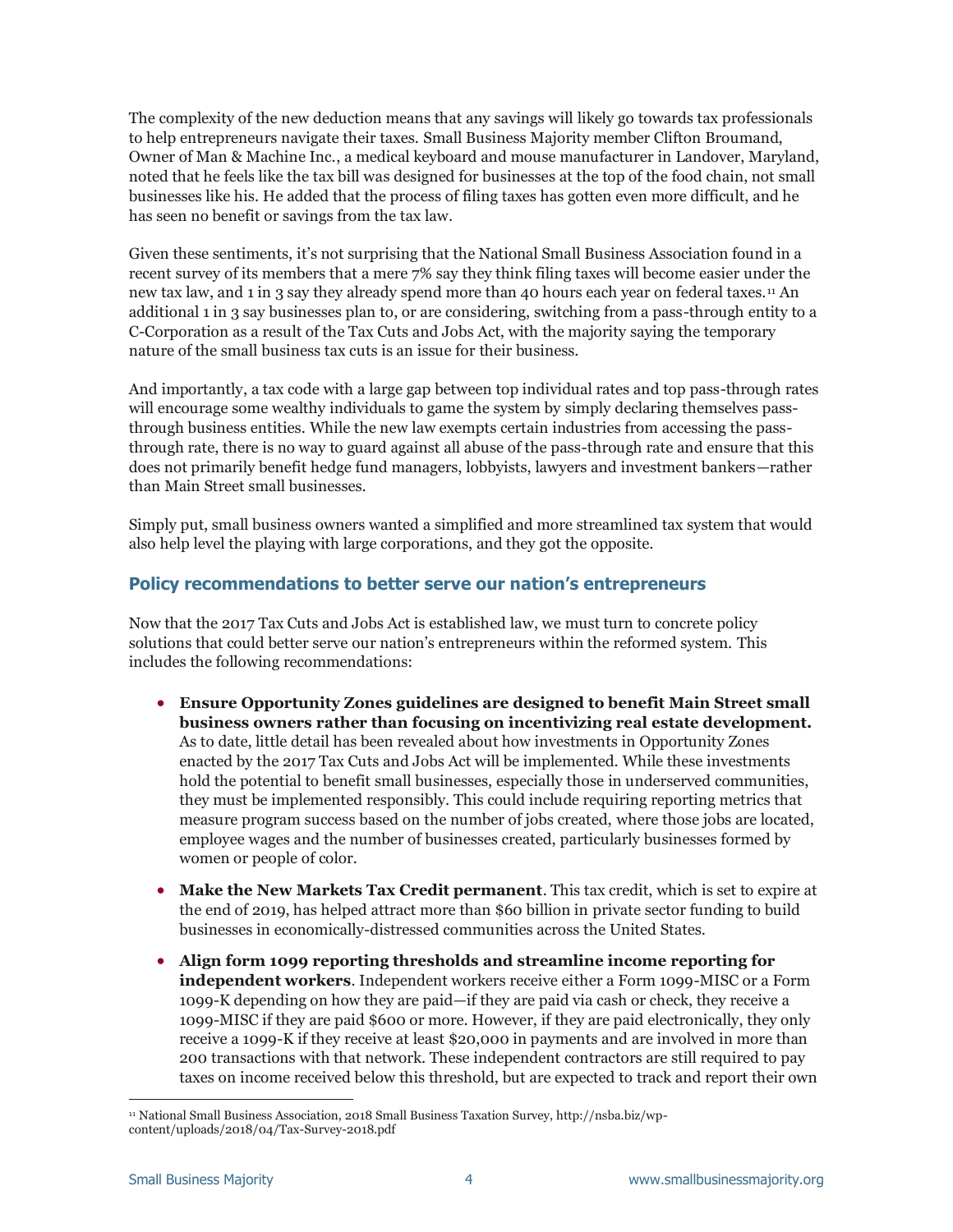The complexity of the new deduction means that any savings will likely go towards tax professionals to help entrepreneurs navigate their taxes. Small Business Majority member Clifton Broumand, Owner of Man & Machine Inc., a medical keyboard and mouse manufacturer in Landover, Maryland, noted that he feels like the tax bill was designed for businesses at the top of the food chain, not small businesses like his. He added that the process of filing taxes has gotten even more difficult, and he has seen no benefit or savings from the tax law.

Given these sentiments, it's not surprising that the National Small Business Association found in a recent survey of its members that a mere 7% say they think filing taxes will become easier under the new tax law, and 1 in 3 say they already spend more than 40 hours each year on federal taxes.[11] An additional 1 in 3 say businesses plan to, or are considering, switching from a pass-through entity to a C-Corporation as a result of the Tax Cuts and Jobs Act, with the majority saying the temporary nature of the small business tax cuts is an issue for their business.

And importantly, a tax code with a large gap between top individual rates and top pass-through rates will encourage some wealthy individuals to game the system by simply declaring themselves pass-through business entities. While the new law exempts certain industries from accessing the pass-through rate, there is no way to guard against all abuse of the pass-through rate and ensure that this does not primarily benefit hedge fund managers, lobbyists, lawyers and investment bankers—rather than Main Street small businesses.

Simply put, small business owners wanted a simplified and more streamlined tax system that would also help level the playing with large corporations, and they got the opposite.

## Policy recommendations to better serve our nation's entrepreneurs

Now that the 2017 Tax Cuts and Jobs Act is established law, we must turn to concrete policy solutions that could better serve our nation's entrepreneurs within the reformed system. This includes the following recommendations:

- **Ensure Opportunity Zones guidelines are designed to benefit Main Street small business owners rather than focusing on incentivizing real estate development.** As to date, little detail has been revealed about how investments in Opportunity Zones enacted by the 2017 Tax Cuts and Jobs Act will be implemented. While these investments hold the potential to benefit small businesses, especially those in underserved communities, they must be implemented responsibly. This could include requiring reporting metrics that measure program success based on the number of jobs created, where those jobs are located, employee wages and the number of businesses created, particularly businesses formed by women or people of color.
- **Make the New Markets Tax Credit permanent**. This tax credit, which is set to expire at the end of 2019, has helped attract more than $60 billion in private sector funding to build businesses in economically-distressed communities across the United States.
- **Align form 1099 reporting thresholds and streamline income reporting for independent workers**. Independent workers receive either a Form 1099-MISC or a Form 1099-K depending on how they are paid—if they are paid via cash or check, they receive a 1099-MISC if they are paid $600 or more. However, if they are paid electronically, they only receive a 1099-K if they receive at least $20,000 in payments and are involved in more than 200 transactions with that network. These independent contractors are still required to pay taxes on income received below this threshold, but are expected to track and report their own

[11] National Small Business Association, 2018 Small Business Taxation Survey, http://nsba.biz/wp-content/uploads/2018/04/Tax-Survey-2018.pdf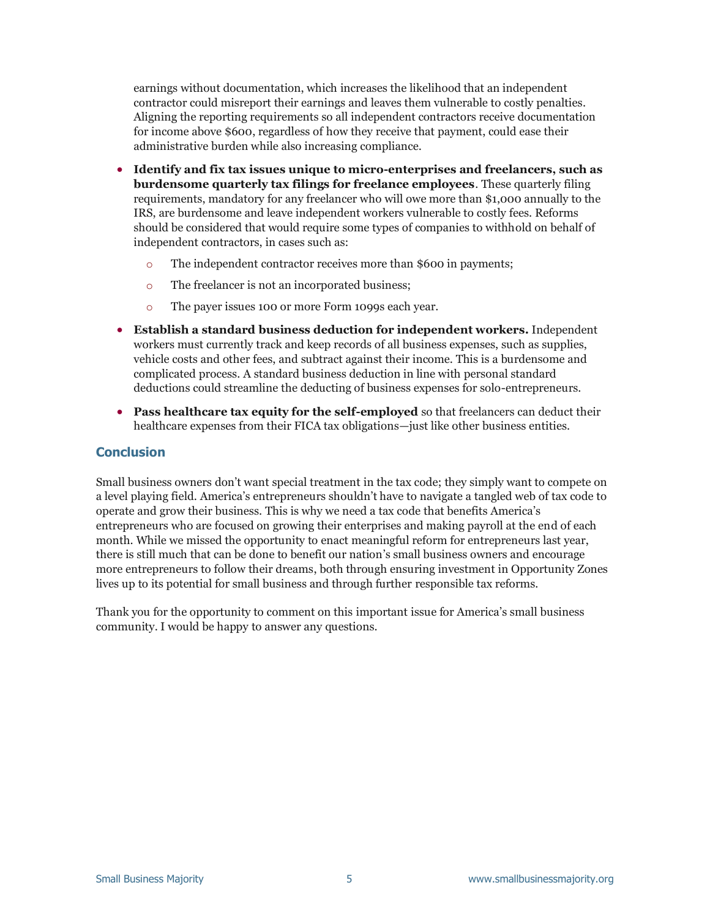earnings without documentation, which increases the likelihood that an independent contractor could misreport their earnings and leaves them vulnerable to costly penalties. Aligning the reporting requirements so all independent contractors receive documentation for income above $600, regardless of how they receive that payment, could ease their administrative burden while also increasing compliance.

- **Identify and fix tax issues unique to micro-enterprises and freelancers, such as burdensome quarterly tax filings for freelance employees**. These quarterly filing requirements, mandatory for any freelancer who will owe more than $1,000 annually to the IRS, are burdensome and leave independent workers vulnerable to costly fees. Reforms should be considered that would require some types of companies to withhold on behalf of independent contractors, in cases such as:
  - The independent contractor receives more than $600 in payments;
  - The freelancer is not an incorporated business;
  - The payer issues 100 or more Form 1099s each year.
- **Establish a standard business deduction for independent workers.** Independent workers must currently track and keep records of all business expenses, such as supplies, vehicle costs and other fees, and subtract against their income. This is a burdensome and complicated process. A standard business deduction in line with personal standard deductions could streamline the deducting of business expenses for solo-entrepreneurs.
- **Pass healthcare tax equity for the self-employed** so that freelancers can deduct their healthcare expenses from their FICA tax obligations—just like other business entities.

## Conclusion

Small business owners don't want special treatment in the tax code; they simply want to compete on a level playing field. America's entrepreneurs shouldn't have to navigate a tangled web of tax code to operate and grow their business. This is why we need a tax code that benefits America's entrepreneurs who are focused on growing their enterprises and making payroll at the end of each month. While we missed the opportunity to enact meaningful reform for entrepreneurs last year, there is still much that can be done to benefit our nation's small business owners and encourage more entrepreneurs to follow their dreams, both through ensuring investment in Opportunity Zones lives up to its potential for small business and through further responsible tax reforms.

Thank you for the opportunity to comment on this important issue for America's small business community. I would be happy to answer any questions.